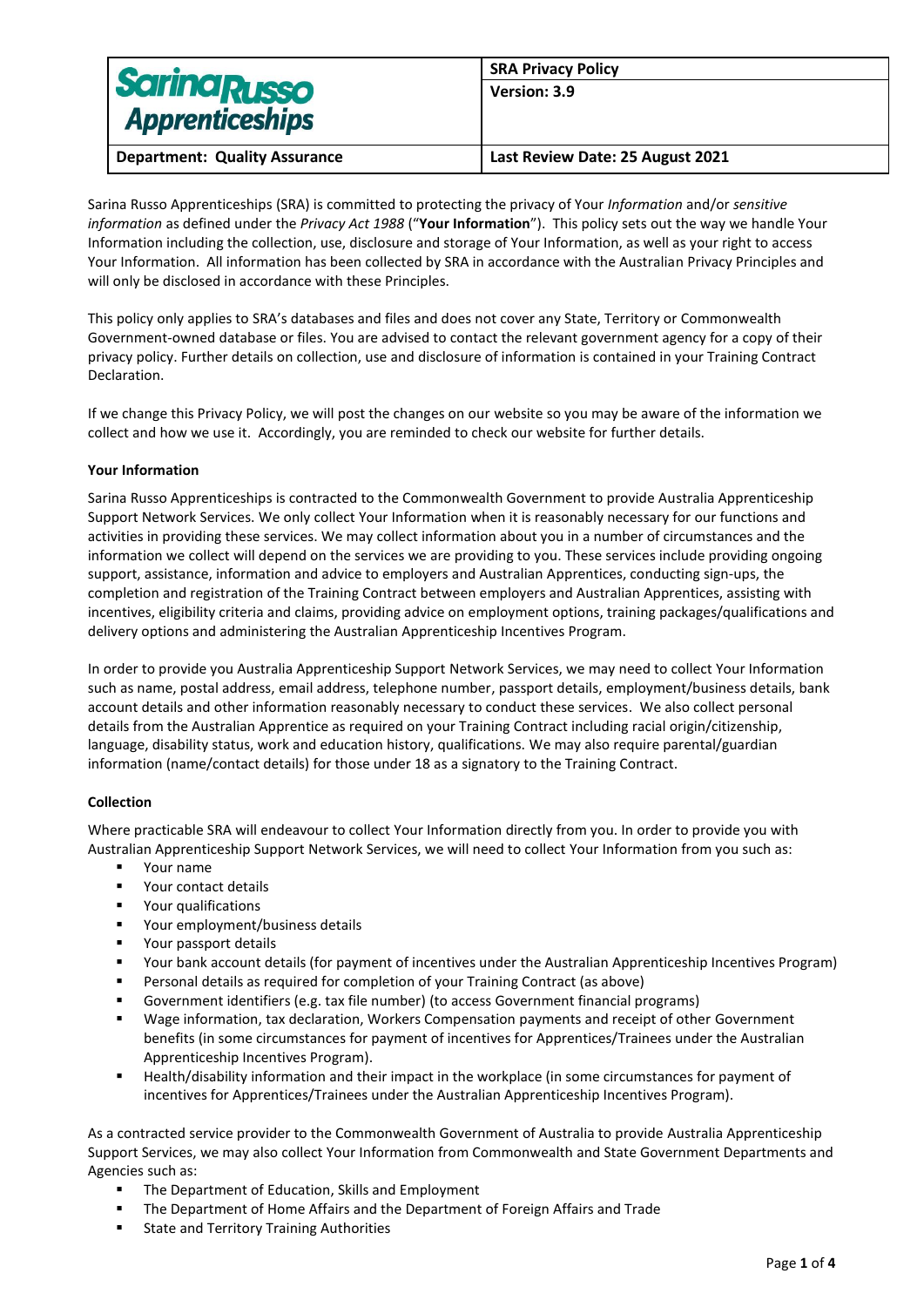| Sarina Russo Apprenticeships | **SRA Privacy Policy** |
| --- | --- |
| | **Version: 3.9** |
| **Department: Quality Assurance** | **Last Review Date: 25 August 2021** |

Sarina Russo Apprenticeships (SRA) is committed to protecting the privacy of Your *Information* and/or *sensitive information* as defined under the *Privacy Act 1988* ("**Your Information**"). This policy sets out the way we handle Your Information including the collection, use, disclosure and storage of Your Information, as well as your right to access Your Information. All information has been collected by SRA in accordance with the Australian Privacy Principles and will only be disclosed in accordance with these Principles.

This policy only applies to SRA's databases and files and does not cover any State, Territory or Commonwealth Government-owned database or files. You are advised to contact the relevant government agency for a copy of their privacy policy. Further details on collection, use and disclosure of information is contained in your Training Contract Declaration.

If we change this Privacy Policy, we will post the changes on our website so you may be aware of the information we collect and how we use it. Accordingly, you are reminded to check our website for further details.

**Your Information**

Sarina Russo Apprenticeships is contracted to the Commonwealth Government to provide Australia Apprenticeship Support Network Services. We only collect Your Information when it is reasonably necessary for our functions and activities in providing these services. We may collect information about you in a number of circumstances and the information we collect will depend on the services we are providing to you. These services include providing ongoing support, assistance, information and advice to employers and Australian Apprentices, conducting sign-ups, the completion and registration of the Training Contract between employers and Australian Apprentices, assisting with incentives, eligibility criteria and claims, providing advice on employment options, training packages/qualifications and delivery options and administering the Australian Apprenticeship Incentives Program.

In order to provide you Australia Apprenticeship Support Network Services, we may need to collect Your Information such as name, postal address, email address, telephone number, passport details, employment/business details, bank account details and other information reasonably necessary to conduct these services. We also collect personal details from the Australian Apprentice as required on your Training Contract including racial origin/citizenship, language, disability status, work and education history, qualifications. We may also require parental/guardian information (name/contact details) for those under 18 as a signatory to the Training Contract.

**Collection**

Where practicable SRA will endeavour to collect Your Information directly from you. In order to provide you with Australian Apprenticeship Support Network Services, we will need to collect Your Information from you such as:

- Your name
- Your contact details
- Your qualifications
- Your employment/business details
- Your passport details
- Your bank account details (for payment of incentives under the Australian Apprenticeship Incentives Program)
- Personal details as required for completion of your Training Contract (as above)
- Government identifiers (e.g. tax file number) (to access Government financial programs)
- Wage information, tax declaration, Workers Compensation payments and receipt of other Government benefits (in some circumstances for payment of incentives for Apprentices/Trainees under the Australian Apprenticeship Incentives Program).
- Health/disability information and their impact in the workplace (in some circumstances for payment of incentives for Apprentices/Trainees under the Australian Apprenticeship Incentives Program).

As a contracted service provider to the Commonwealth Government of Australia to provide Australia Apprenticeship Support Services, we may also collect Your Information from Commonwealth and State Government Departments and Agencies such as:

- The Department of Education, Skills and Employment
- The Department of Home Affairs and the Department of Foreign Affairs and Trade
- State and Territory Training Authorities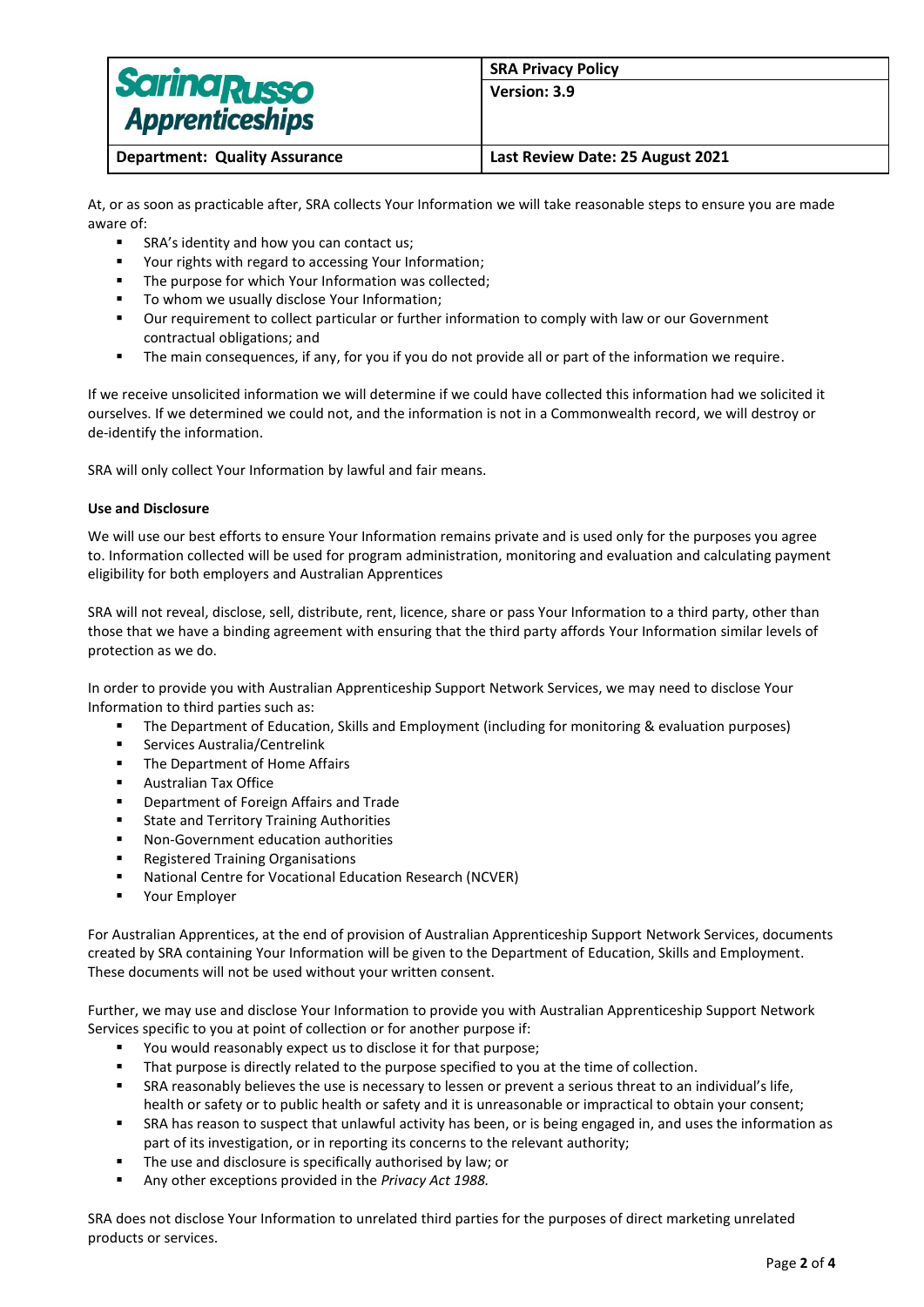At, or as soon as practicable after, SRA collects Your Information we will take reasonable steps to ensure you are made aware of:

- SRA's identity and how you can contact us;
- Your rights with regard to accessing Your Information;
- The purpose for which Your Information was collected;
- To whom we usually disclose Your Information;
- Our requirement to collect particular or further information to comply with law or our Government contractual obligations; and
- The main consequences, if any, for you if you do not provide all or part of the information we require.

If we receive unsolicited information we will determine if we could have collected this information had we solicited it ourselves. If we determined we could not, and the information is not in a Commonwealth record, we will destroy or de-identify the information.

SRA will only collect Your Information by lawful and fair means.

**Use and Disclosure**

We will use our best efforts to ensure Your Information remains private and is used only for the purposes you agree to. Information collected will be used for program administration, monitoring and evaluation and calculating payment eligibility for both employers and Australian Apprentices

SRA will not reveal, disclose, sell, distribute, rent, licence, share or pass Your Information to a third party, other than those that we have a binding agreement with ensuring that the third party affords Your Information similar levels of protection as we do.

In order to provide you with Australian Apprenticeship Support Network Services, we may need to disclose Your Information to third parties such as:

- The Department of Education, Skills and Employment (including for monitoring & evaluation purposes)
- Services Australia/Centrelink
- The Department of Home Affairs
- Australian Tax Office
- Department of Foreign Affairs and Trade
- State and Territory Training Authorities
- Non-Government education authorities
- Registered Training Organisations
- National Centre for Vocational Education Research (NCVER)
- Your Employer

For Australian Apprentices, at the end of provision of Australian Apprenticeship Support Network Services, documents created by SRA containing Your Information will be given to the Department of Education, Skills and Employment. These documents will not be used without your written consent.

Further, we may use and disclose Your Information to provide you with Australian Apprenticeship Support Network Services specific to you at point of collection or for another purpose if:

- You would reasonably expect us to disclose it for that purpose;
- That purpose is directly related to the purpose specified to you at the time of collection.
- SRA reasonably believes the use is necessary to lessen or prevent a serious threat to an individual's life, health or safety or to public health or safety and it is unreasonable or impractical to obtain your consent;
- SRA has reason to suspect that unlawful activity has been, or is being engaged in, and uses the information as part of its investigation, or in reporting its concerns to the relevant authority;
- The use and disclosure is specifically authorised by law; or
- Any other exceptions provided in the *Privacy Act 1988.*

SRA does not disclose Your Information to unrelated third parties for the purposes of direct marketing unrelated products or services.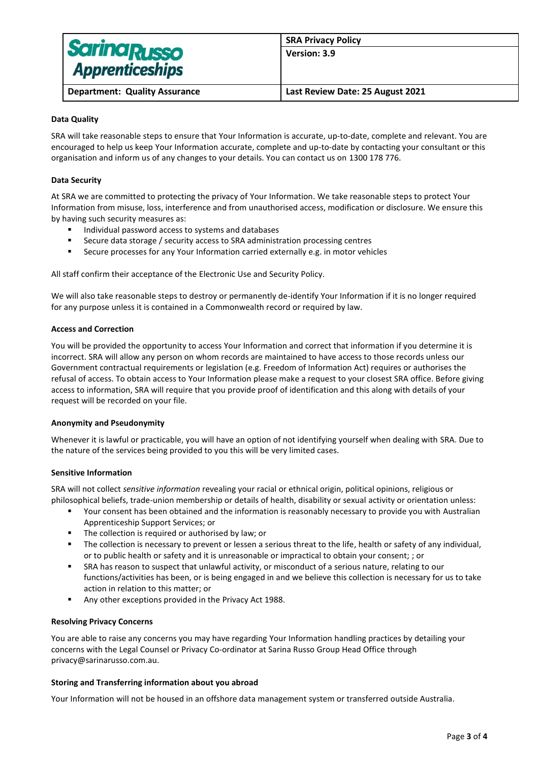### Data Quality

SRA will take reasonable steps to ensure that Your Information is accurate, up-to-date, complete and relevant. You are encouraged to help us keep Your Information accurate, complete and up-to-date by contacting your consultant or this organisation and inform us of any changes to your details. You can contact us on 1300 178 776.

### Data Security

At SRA we are committed to protecting the privacy of Your Information. We take reasonable steps to protect Your Information from misuse, loss, interference and from unauthorised access, modification or disclosure. We ensure this by having such security measures as:

- Individual password access to systems and databases
- Secure data storage / security access to SRA administration processing centres
- Secure processes for any Your Information carried externally e.g. in motor vehicles

All staff confirm their acceptance of the Electronic Use and Security Policy.

We will also take reasonable steps to destroy or permanently de-identify Your Information if it is no longer required for any purpose unless it is contained in a Commonwealth record or required by law.

### Access and Correction

You will be provided the opportunity to access Your Information and correct that information if you determine it is incorrect. SRA will allow any person on whom records are maintained to have access to those records unless our Government contractual requirements or legislation (e.g. Freedom of Information Act) requires or authorises the refusal of access. To obtain access to Your Information please make a request to your closest SRA office. Before giving access to information, SRA will require that you provide proof of identification and this along with details of your request will be recorded on your file.

### Anonymity and Pseudonymity

Whenever it is lawful or practicable, you will have an option of not identifying yourself when dealing with SRA. Due to the nature of the services being provided to you this will be very limited cases.

### Sensitive Information

SRA will not collect *sensitive information* revealing your racial or ethnical origin, political opinions, religious or philosophical beliefs, trade-union membership or details of health, disability or sexual activity or orientation unless:

- Your consent has been obtained and the information is reasonably necessary to provide you with Australian Apprenticeship Support Services; or
- The collection is required or authorised by law; or
- The collection is necessary to prevent or lessen a serious threat to the life, health or safety of any individual, or to public health or safety and it is unreasonable or impractical to obtain your consent; ; or
- SRA has reason to suspect that unlawful activity, or misconduct of a serious nature, relating to our functions/activities has been, or is being engaged in and we believe this collection is necessary for us to take action in relation to this matter; or
- Any other exceptions provided in the Privacy Act 1988.

### Resolving Privacy Concerns

You are able to raise any concerns you may have regarding Your Information handling practices by detailing your concerns with the Legal Counsel or Privacy Co-ordinator at Sarina Russo Group Head Office through privacy@sarinarusso.com.au.

### Storing and Transferring information about you abroad

Your Information will not be housed in an offshore data management system or transferred outside Australia.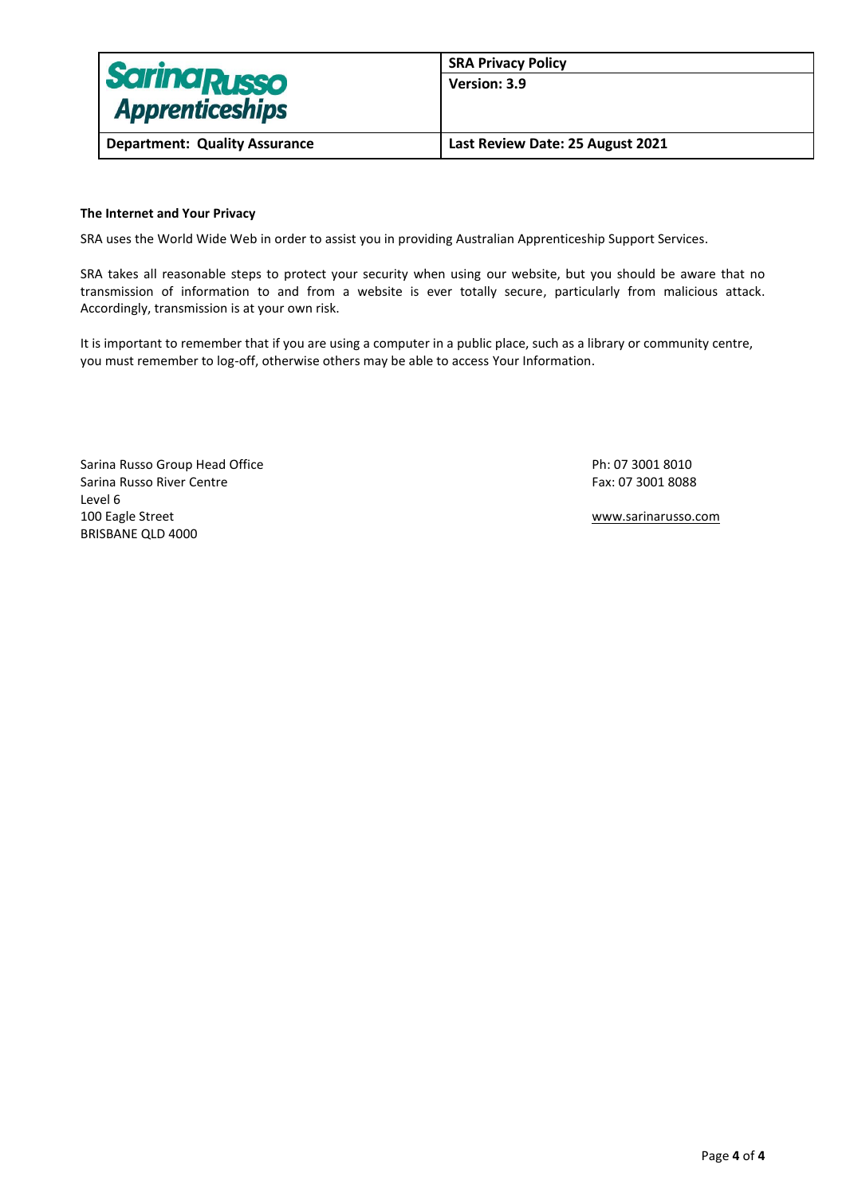**The Internet and Your Privacy**

SRA uses the World Wide Web in order to assist you in providing Australian Apprenticeship Support Services.

SRA takes all reasonable steps to protect your security when using our website, but you should be aware that no transmission of information to and from a website is ever totally secure, particularly from malicious attack. Accordingly, transmission is at your own risk.

It is important to remember that if you are using a computer in a public place, such as a library or community centre, you must remember to log-off, otherwise others may be able to access Your Information.

Sarina Russo Group Head Office
Sarina Russo River Centre
Level 6
100 Eagle Street
BRISBANE QLD 4000

Ph: 07 3001 8010
Fax: 07 3001 8088

www.sarinarusso.com